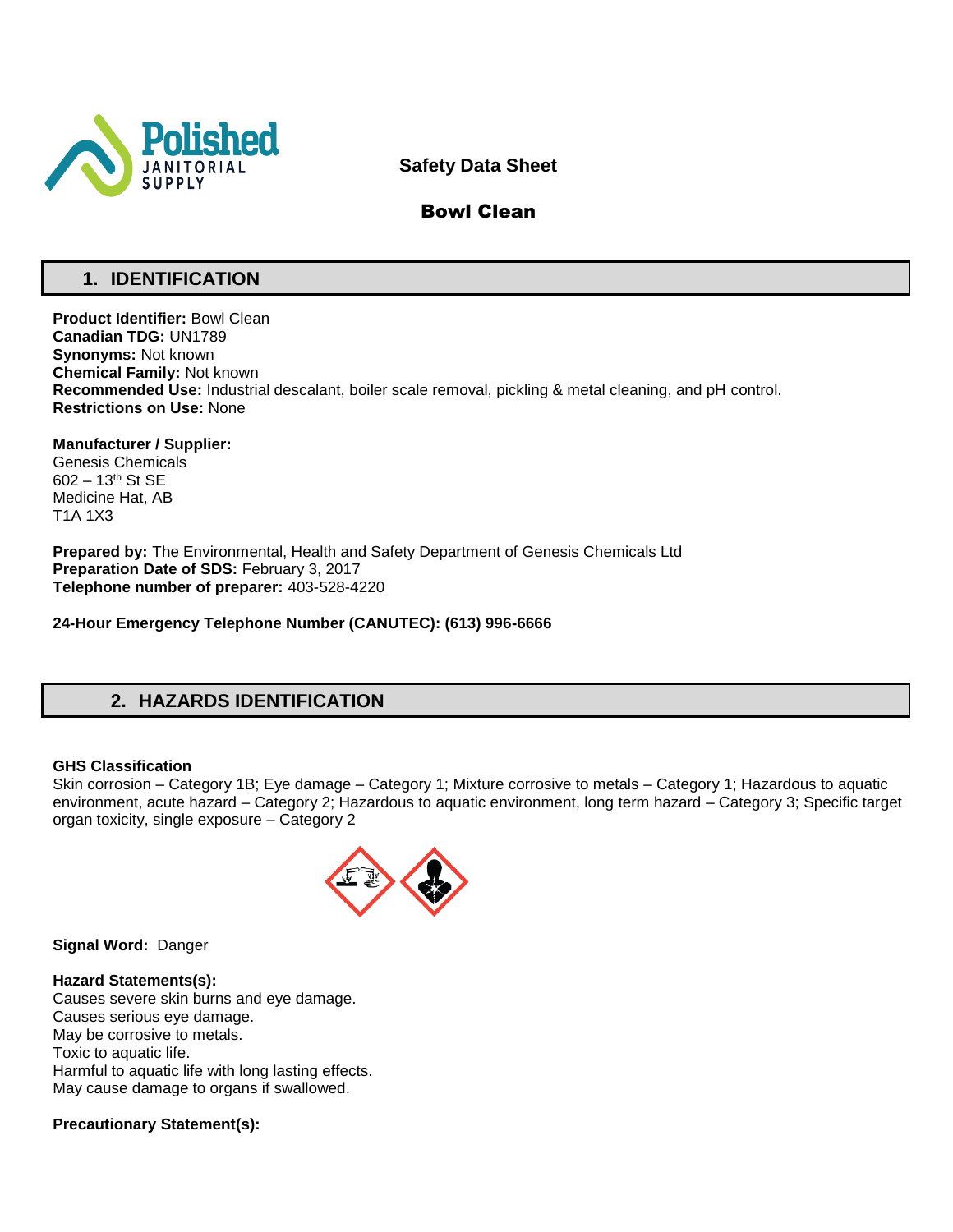# Safety Data Sheet

## Bowl Clean

## 1. IDENTIFICATION

**Product Identifier:** Bowl Clean
**Canadian TDG:** UN1789
**Synonyms:** Not known
**Chemical Family:** Not known
**Recommended Use:** Industrial descalant, boiler scale removal, pickling & metal cleaning, and pH control.
**Restrictions on Use:** None

**Manufacturer / Supplier:**
Genesis Chemicals
602 – 13th St SE
Medicine Hat, AB
T1A 1X3

**Prepared by:** The Environmental, Health and Safety Department of Genesis Chemicals Ltd
**Preparation Date of SDS:** February 3, 2017
**Telephone number of preparer:** 403-528-4220

**24-Hour Emergency Telephone Number (CANUTEC): (613) 996-6666**

## 2. HAZARDS IDENTIFICATION

**GHS Classification**
Skin corrosion – Category 1B; Eye damage – Category 1; Mixture corrosive to metals – Category 1; Hazardous to aquatic environment, acute hazard – Category 2; Hazardous to aquatic environment, long term hazard – Category 3; Specific target organ toxicity, single exposure – Category 2

**Signal Word:** Danger

**Hazard Statements(s):**
Causes severe skin burns and eye damage.
Causes serious eye damage.
May be corrosive to metals.
Toxic to aquatic life.
Harmful to aquatic life with long lasting effects.
May cause damage to organs if swallowed.

**Precautionary Statement(s):**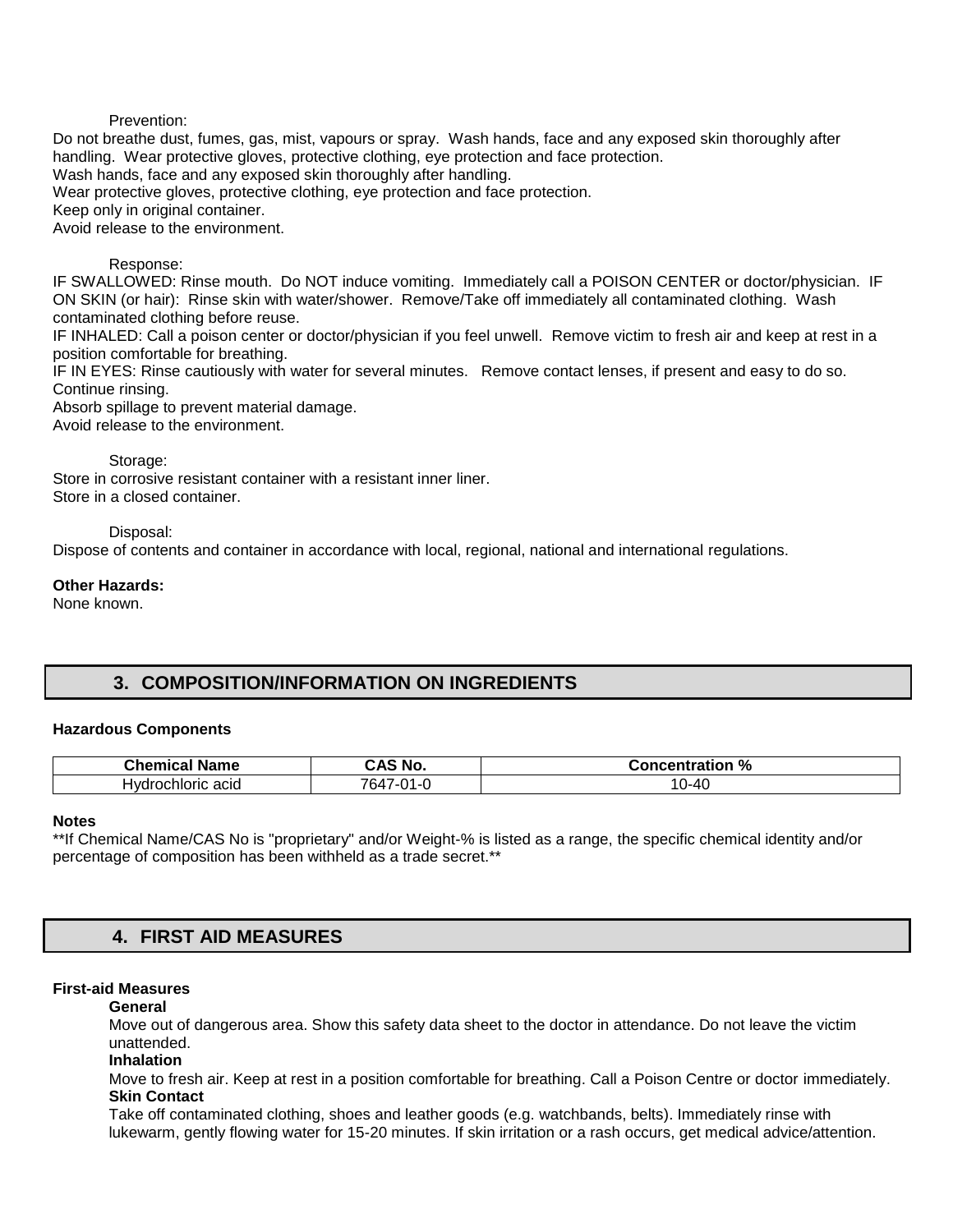Prevention:

Do not breathe dust, fumes, gas, mist, vapours or spray. Wash hands, face and any exposed skin thoroughly after handling. Wear protective gloves, protective clothing, eye protection and face protection.
Wash hands, face and any exposed skin thoroughly after handling.
Wear protective gloves, protective clothing, eye protection and face protection.
Keep only in original container.
Avoid release to the environment.

Response:

IF SWALLOWED: Rinse mouth. Do NOT induce vomiting. Immediately call a POISON CENTER or doctor/physician. IF ON SKIN (or hair): Rinse skin with water/shower. Remove/Take off immediately all contaminated clothing. Wash contaminated clothing before reuse.
IF INHALED: Call a poison center or doctor/physician if you feel unwell. Remove victim to fresh air and keep at rest in a position comfortable for breathing.
IF IN EYES: Rinse cautiously with water for several minutes. Remove contact lenses, if present and easy to do so. Continue rinsing.
Absorb spillage to prevent material damage.
Avoid release to the environment.

Storage:

Store in corrosive resistant container with a resistant inner liner.
Store in a closed container.

Disposal:

Dispose of contents and container in accordance with local, regional, national and international regulations.

**Other Hazards:**
None known.

## 3. COMPOSITION/INFORMATION ON INGREDIENTS

**Hazardous Components**

| Chemical Name | CAS No. | Concentration % |
|---|---|---|
| Hydrochloric acid | 7647-01-0 | 10-40 |

**Notes**
**If Chemical Name/CAS No is "proprietary" and/or Weight-% is listed as a range, the specific chemical identity and/or percentage of composition has been withheld as a trade secret.**

## 4. FIRST AID MEASURES

**First-aid Measures**

**General**
Move out of dangerous area. Show this safety data sheet to the doctor in attendance. Do not leave the victim unattended.

**Inhalation**
Move to fresh air. Keep at rest in a position comfortable for breathing. Call a Poison Centre or doctor immediately.

**Skin Contact**
Take off contaminated clothing, shoes and leather goods (e.g. watchbands, belts). Immediately rinse with lukewarm, gently flowing water for 15-20 minutes. If skin irritation or a rash occurs, get medical advice/attention.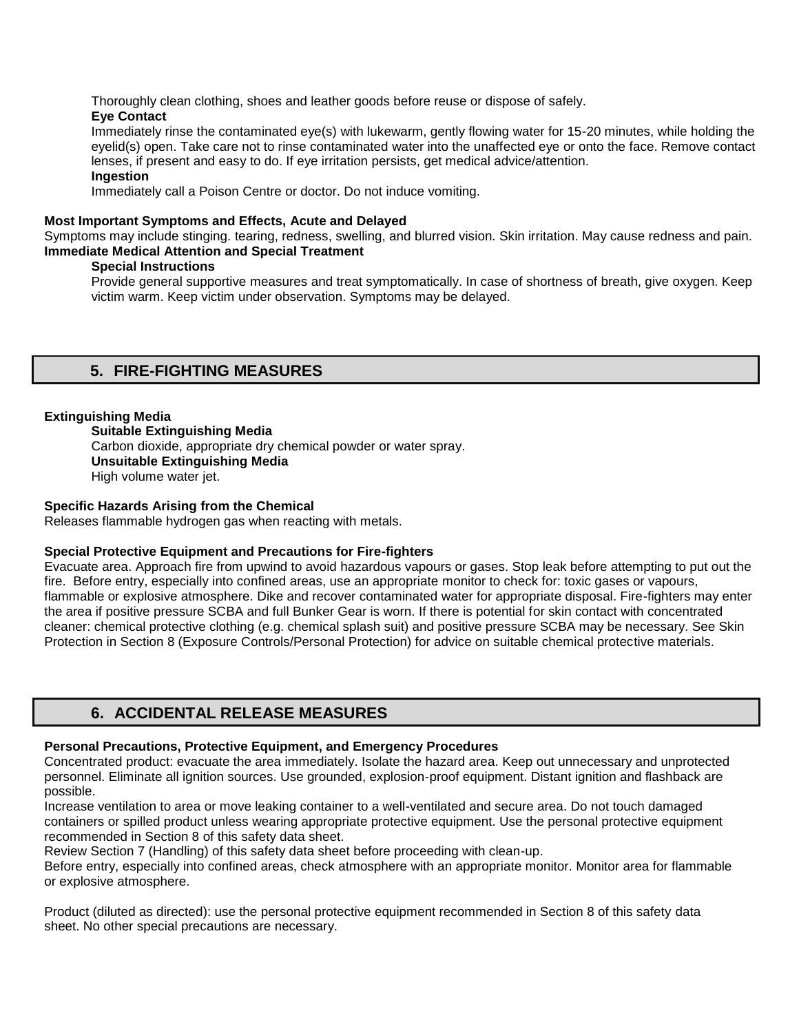Thoroughly clean clothing, shoes and leather goods before reuse or dispose of safely.

**Eye Contact**

Immediately rinse the contaminated eye(s) with lukewarm, gently flowing water for 15-20 minutes, while holding the eyelid(s) open. Take care not to rinse contaminated water into the unaffected eye or onto the face. Remove contact lenses, if present and easy to do. If eye irritation persists, get medical advice/attention.

**Ingestion**

Immediately call a Poison Centre or doctor. Do not induce vomiting.

**Most Important Symptoms and Effects, Acute and Delayed**

Symptoms may include stinging. tearing, redness, swelling, and blurred vision. Skin irritation. May cause redness and pain.

**Immediate Medical Attention and Special Treatment**

**Special Instructions**

Provide general supportive measures and treat symptomatically. In case of shortness of breath, give oxygen. Keep victim warm. Keep victim under observation. Symptoms may be delayed.

## 5. FIRE-FIGHTING MEASURES

**Extinguishing Media**

**Suitable Extinguishing Media**

Carbon dioxide, appropriate dry chemical powder or water spray.

**Unsuitable Extinguishing Media**

High volume water jet.

**Specific Hazards Arising from the Chemical**

Releases flammable hydrogen gas when reacting with metals.

**Special Protective Equipment and Precautions for Fire-fighters**

Evacuate area. Approach fire from upwind to avoid hazardous vapours or gases. Stop leak before attempting to put out the fire. Before entry, especially into confined areas, use an appropriate monitor to check for: toxic gases or vapours, flammable or explosive atmosphere. Dike and recover contaminated water for appropriate disposal. Fire-fighters may enter the area if positive pressure SCBA and full Bunker Gear is worn. If there is potential for skin contact with concentrated cleaner: chemical protective clothing (e.g. chemical splash suit) and positive pressure SCBA may be necessary. See Skin Protection in Section 8 (Exposure Controls/Personal Protection) for advice on suitable chemical protective materials.

## 6. ACCIDENTAL RELEASE MEASURES

**Personal Precautions, Protective Equipment, and Emergency Procedures**

Concentrated product: evacuate the area immediately. Isolate the hazard area. Keep out unnecessary and unprotected personnel. Eliminate all ignition sources. Use grounded, explosion-proof equipment. Distant ignition and flashback are possible.

Increase ventilation to area or move leaking container to a well-ventilated and secure area. Do not touch damaged containers or spilled product unless wearing appropriate protective equipment. Use the personal protective equipment recommended in Section 8 of this safety data sheet.

Review Section 7 (Handling) of this safety data sheet before proceeding with clean-up.

Before entry, especially into confined areas, check atmosphere with an appropriate monitor. Monitor area for flammable or explosive atmosphere.

Product (diluted as directed): use the personal protective equipment recommended in Section 8 of this safety data sheet. No other special precautions are necessary.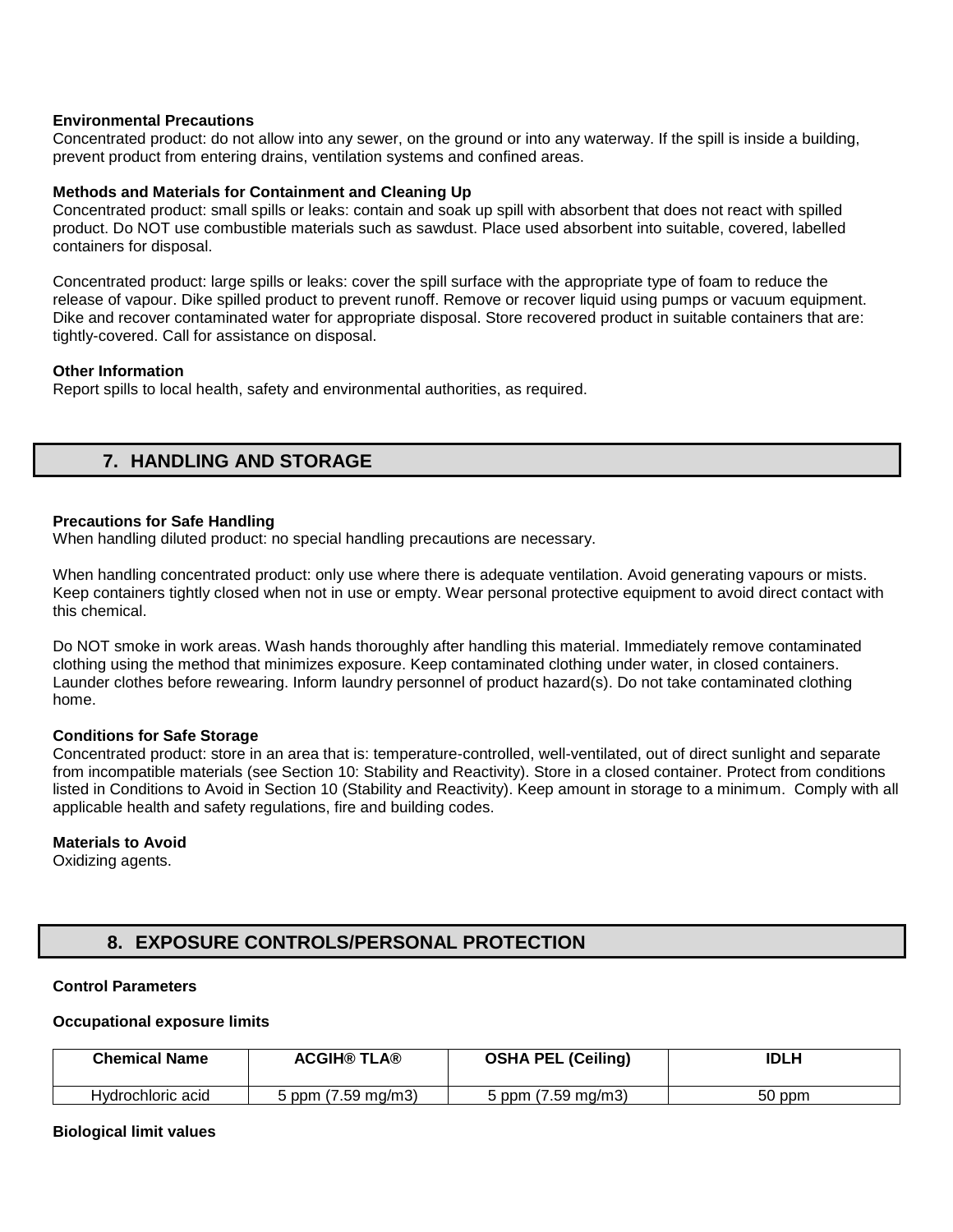**Environmental Precautions**
Concentrated product: do not allow into any sewer, on the ground or into any waterway. If the spill is inside a building, prevent product from entering drains, ventilation systems and confined areas.

**Methods and Materials for Containment and Cleaning Up**
Concentrated product: small spills or leaks: contain and soak up spill with absorbent that does not react with spilled product. Do NOT use combustible materials such as sawdust. Place used absorbent into suitable, covered, labelled containers for disposal.

Concentrated product: large spills or leaks: cover the spill surface with the appropriate type of foam to reduce the release of vapour. Dike spilled product to prevent runoff. Remove or recover liquid using pumps or vacuum equipment. Dike and recover contaminated water for appropriate disposal. Store recovered product in suitable containers that are: tightly-covered. Call for assistance on disposal.

**Other Information**
Report spills to local health, safety and environmental authorities, as required.

## 7. HANDLING AND STORAGE

**Precautions for Safe Handling**
When handling diluted product: no special handling precautions are necessary.

When handling concentrated product: only use where there is adequate ventilation. Avoid generating vapours or mists. Keep containers tightly closed when not in use or empty. Wear personal protective equipment to avoid direct contact with this chemical.

Do NOT smoke in work areas. Wash hands thoroughly after handling this material. Immediately remove contaminated clothing using the method that minimizes exposure. Keep contaminated clothing under water, in closed containers. Launder clothes before rewearing. Inform laundry personnel of product hazard(s). Do not take contaminated clothing home.

**Conditions for Safe Storage**
Concentrated product: store in an area that is: temperature-controlled, well-ventilated, out of direct sunlight and separate from incompatible materials (see Section 10: Stability and Reactivity). Store in a closed container. Protect from conditions listed in Conditions to Avoid in Section 10 (Stability and Reactivity). Keep amount in storage to a minimum. Comply with all applicable health and safety regulations, fire and building codes.

**Materials to Avoid**
Oxidizing agents.

## 8. EXPOSURE CONTROLS/PERSONAL PROTECTION

**Control Parameters**

**Occupational exposure limits**

| Chemical Name | ACGIH® TLA® | OSHA PEL (Ceiling) | IDLH |
|---|---|---|---|
| Hydrochloric acid | 5 ppm (7.59 mg/m3) | 5 ppm (7.59 mg/m3) | 50 ppm |

**Biological limit values**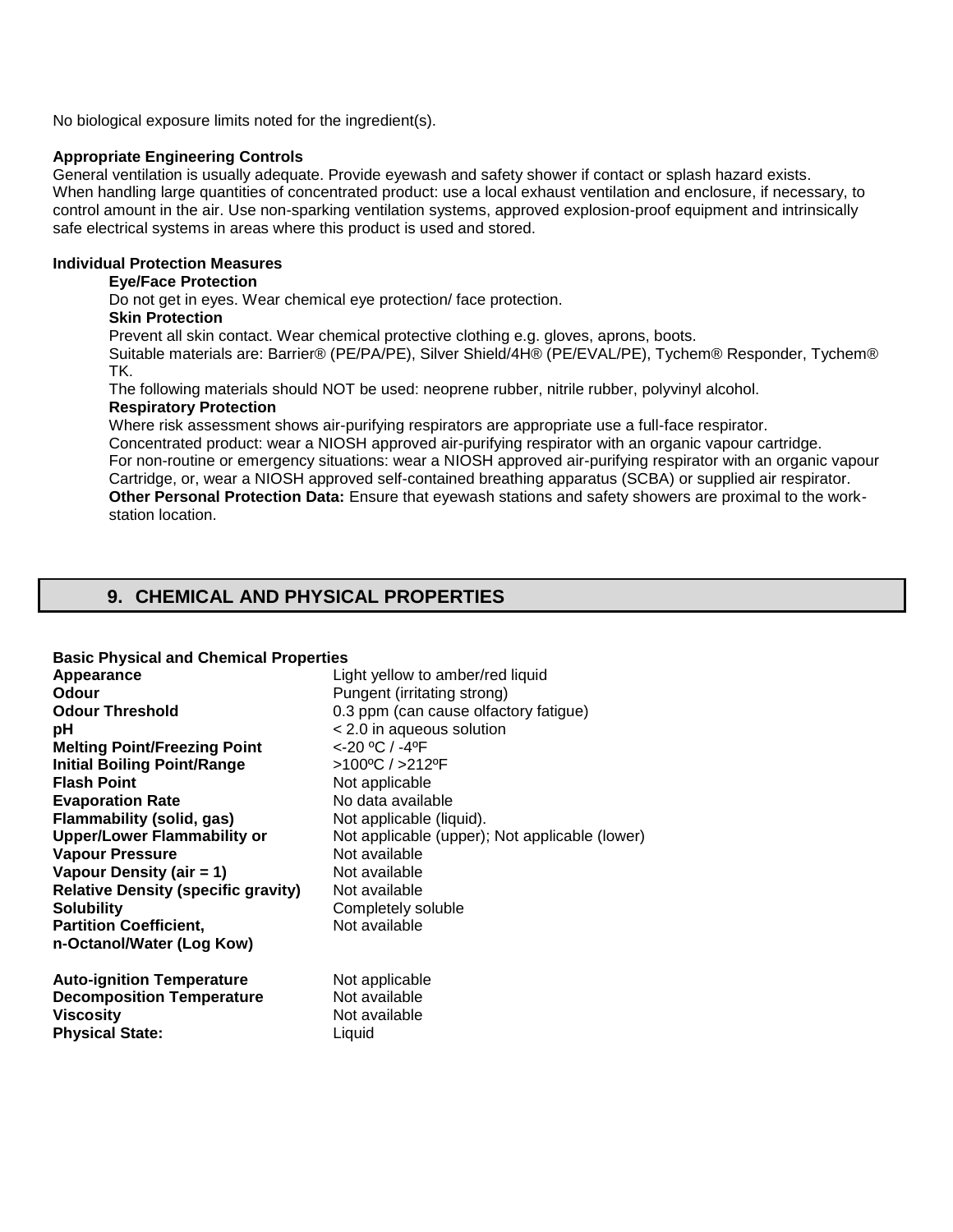No biological exposure limits noted for the ingredient(s).

**Appropriate Engineering Controls**

General ventilation is usually adequate. Provide eyewash and safety shower if contact or splash hazard exists. When handling large quantities of concentrated product: use a local exhaust ventilation and enclosure, if necessary, to control amount in the air. Use non-sparking ventilation systems, approved explosion-proof equipment and intrinsically safe electrical systems in areas where this product is used and stored.

**Individual Protection Measures**

**Eye/Face Protection**

Do not get in eyes. Wear chemical eye protection/ face protection.

**Skin Protection**

Prevent all skin contact. Wear chemical protective clothing e.g. gloves, aprons, boots.

Suitable materials are: Barrier® (PE/PA/PE), Silver Shield/4H® (PE/EVAL/PE), Tychem® Responder, Tychem® TK.

The following materials should NOT be used: neoprene rubber, nitrile rubber, polyvinyl alcohol.

**Respiratory Protection**

Where risk assessment shows air-purifying respirators are appropriate use a full-face respirator.

Concentrated product: wear a NIOSH approved air-purifying respirator with an organic vapour cartridge.

For non-routine or emergency situations: wear a NIOSH approved air-purifying respirator with an organic vapour Cartridge, or, wear a NIOSH approved self-contained breathing apparatus (SCBA) or supplied air respirator.

**Other Personal Protection Data:** Ensure that eyewash stations and safety showers are proximal to the work-station location.

## 9. CHEMICAL AND PHYSICAL PROPERTIES

**Basic Physical and Chemical Properties**

| | |
|---|---|
| **Appearance** | Light yellow to amber/red liquid |
| **Odour** | Pungent (irritating strong) |
| **Odour Threshold** | 0.3 ppm (can cause olfactory fatigue) |
| **pH** | < 2.0 in aqueous solution |
| **Melting Point/Freezing Point** | <-20 ºC / -4ºF |
| **Initial Boiling Point/Range** | >100ºC / >212ºF |
| **Flash Point** | Not applicable |
| **Evaporation Rate** | No data available |
| **Flammability (solid, gas)** | Not applicable (liquid). |
| **Upper/Lower Flammability or** | Not applicable (upper); Not applicable (lower) |
| **Vapour Pressure** | Not available |
| **Vapour Density (air = 1)** | Not available |
| **Relative Density (specific gravity)** | Not available |
| **Solubility** | Completely soluble |
| **Partition Coefficient, n-Octanol/Water (Log Kow)** | Not available |
| **Auto-ignition Temperature** | Not applicable |
| **Decomposition Temperature** | Not available |
| **Viscosity** | Not available |
| **Physical State:** | Liquid |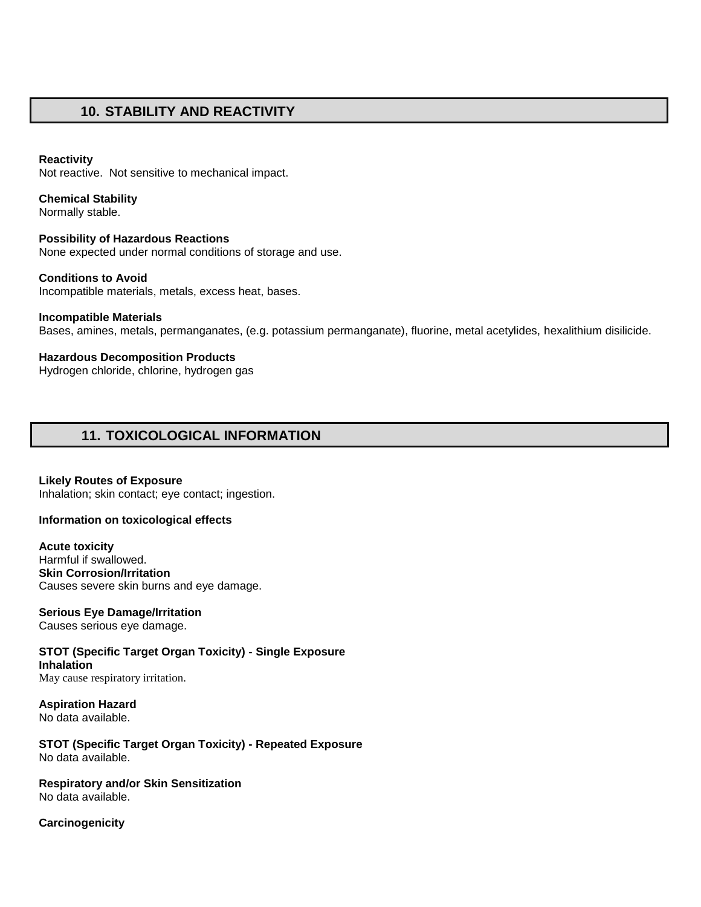## 10. STABILITY AND REACTIVITY

**Reactivity**
Not reactive. Not sensitive to mechanical impact.

**Chemical Stability**
Normally stable.

**Possibility of Hazardous Reactions**
None expected under normal conditions of storage and use.

**Conditions to Avoid**
Incompatible materials, metals, excess heat, bases.

**Incompatible Materials**
Bases, amines, metals, permanganates, (e.g. potassium permanganate), fluorine, metal acetylides, hexalithium disilicide.

**Hazardous Decomposition Products**
Hydrogen chloride, chlorine, hydrogen gas

## 11. TOXICOLOGICAL INFORMATION

**Likely Routes of Exposure**
Inhalation; skin contact; eye contact; ingestion.

**Information on toxicological effects**

**Acute toxicity**
Harmful if swallowed.
**Skin Corrosion/Irritation**
Causes severe skin burns and eye damage.

**Serious Eye Damage/Irritation**
Causes serious eye damage.

**STOT (Specific Target Organ Toxicity) - Single Exposure**
**Inhalation**
May cause respiratory irritation.

**Aspiration Hazard**
No data available.

**STOT (Specific Target Organ Toxicity) - Repeated Exposure**
No data available.

**Respiratory and/or Skin Sensitization**
No data available.

**Carcinogenicity**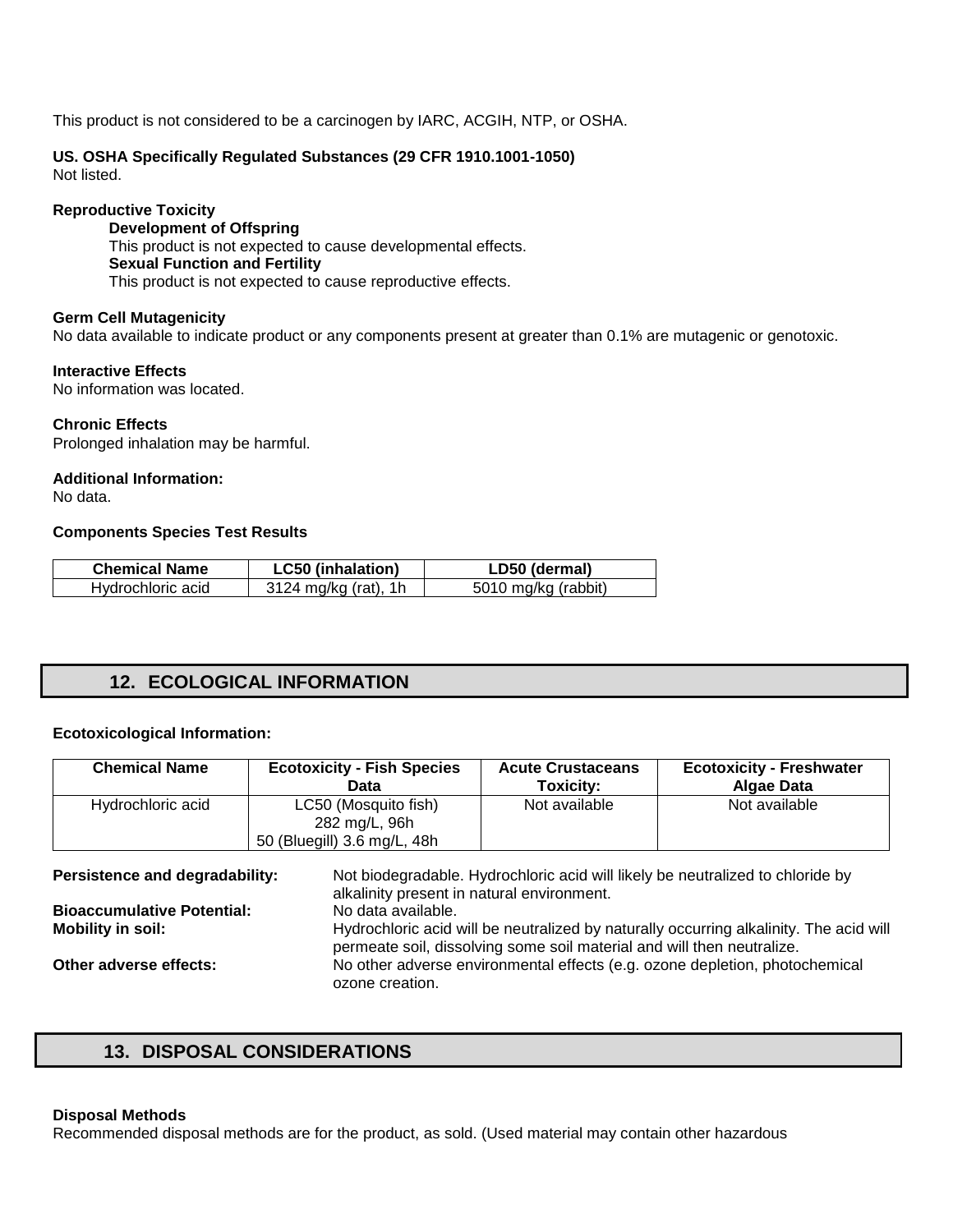This product is not considered to be a carcinogen by IARC, ACGIH, NTP, or OSHA.

**US. OSHA Specifically Regulated Substances (29 CFR 1910.1001-1050)**
Not listed.

**Reproductive Toxicity**

**Development of Offspring**
This product is not expected to cause developmental effects.
**Sexual Function and Fertility**
This product is not expected to cause reproductive effects.

**Germ Cell Mutagenicity**
No data available to indicate product or any components present at greater than 0.1% are mutagenic or genotoxic.

**Interactive Effects**
No information was located.

**Chronic Effects**
Prolonged inhalation may be harmful.

**Additional Information:**
No data.

**Components Species Test Results**

| Chemical Name | LC50 (inhalation) | LD50 (dermal) |
|---|---|---|
| Hydrochloric acid | 3124 mg/kg (rat), 1h | 5010 mg/kg (rabbit) |

## 12. ECOLOGICAL INFORMATION

**Ecotoxicological Information:**

| Chemical Name | Ecotoxicity - Fish Species Data | Acute Crustaceans Toxicity: | Ecotoxicity - Freshwater Algae Data |
|---|---|---|---|
| Hydrochloric acid | LC50 (Mosquito fish) 282 mg/L, 96h 50 (Bluegill) 3.6 mg/L, 48h | Not available | Not available |

**Persistence and degradability:** Not biodegradable. Hydrochloric acid will likely be neutralized to chloride by alkalinity present in natural environment.
**Bioaccumulative Potential:** No data available.
**Mobility in soil:** Hydrochloric acid will be neutralized by naturally occurring alkalinity. The acid will permeate soil, dissolving some soil material and will then neutralize.
**Other adverse effects:** No other adverse environmental effects (e.g. ozone depletion, photochemical ozone creation.

## 13. DISPOSAL CONSIDERATIONS

**Disposal Methods**
Recommended disposal methods are for the product, as sold. (Used material may contain other hazardous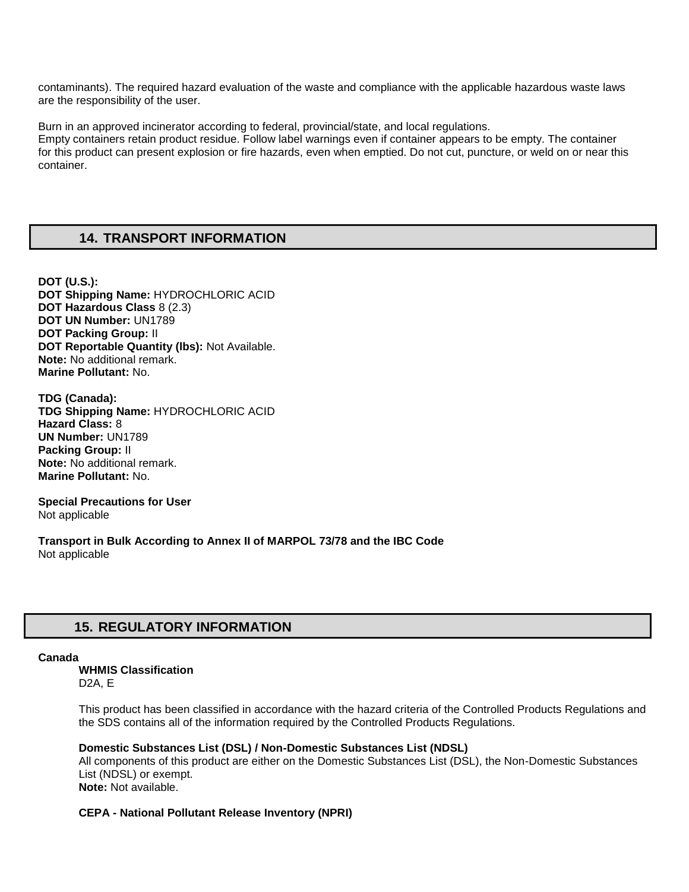contaminants). The required hazard evaluation of the waste and compliance with the applicable hazardous waste laws are the responsibility of the user.

Burn in an approved incinerator according to federal, provincial/state, and local regulations.
Empty containers retain product residue. Follow label warnings even if container appears to be empty. The container for this product can present explosion or fire hazards, even when emptied. Do not cut, puncture, or weld on or near this container.

## 14. TRANSPORT INFORMATION

**DOT (U.S.):**
**DOT Shipping Name:** HYDROCHLORIC ACID
**DOT Hazardous Class** 8 (2.3)
**DOT UN Number:** UN1789
**DOT Packing Group:** II
**DOT Reportable Quantity (lbs):** Not Available.
**Note:** No additional remark.
**Marine Pollutant:** No.

**TDG (Canada):**
**TDG Shipping Name:** HYDROCHLORIC ACID
**Hazard Class:** 8
**UN Number:** UN1789
**Packing Group:** II
**Note:** No additional remark.
**Marine Pollutant:** No.

**Special Precautions for User**
Not applicable

**Transport in Bulk According to Annex II of MARPOL 73/78 and the IBC Code**
Not applicable

## 15. REGULATORY INFORMATION

**Canada**

**WHMIS Classification**
D2A, E

This product has been classified in accordance with the hazard criteria of the Controlled Products Regulations and the SDS contains all of the information required by the Controlled Products Regulations.

**Domestic Substances List (DSL) / Non-Domestic Substances List (NDSL)**
All components of this product are either on the Domestic Substances List (DSL), the Non-Domestic Substances List (NDSL) or exempt.
**Note:** Not available.

**CEPA - National Pollutant Release Inventory (NPRI)**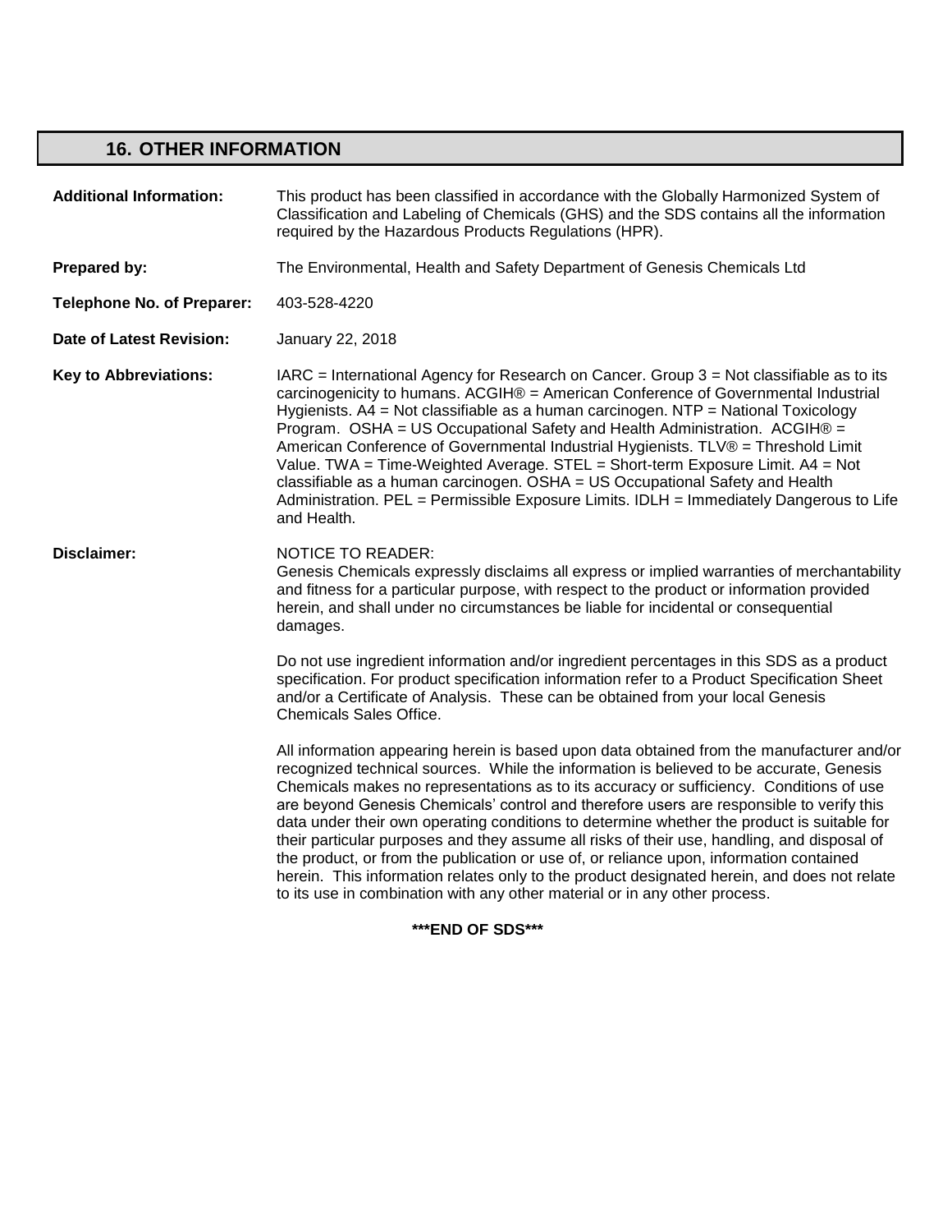## 16. OTHER INFORMATION

**Additional Information:** This product has been classified in accordance with the Globally Harmonized System of Classification and Labeling of Chemicals (GHS) and the SDS contains all the information required by the Hazardous Products Regulations (HPR).

**Prepared by:** The Environmental, Health and Safety Department of Genesis Chemicals Ltd

**Telephone No. of Preparer:** 403-528-4220

**Date of Latest Revision:** January 22, 2018

**Key to Abbreviations:** IARC = International Agency for Research on Cancer. Group 3 = Not classifiable as to its carcinogenicity to humans. ACGIH® = American Conference of Governmental Industrial Hygienists. A4 = Not classifiable as a human carcinogen. NTP = National Toxicology Program. OSHA = US Occupational Safety and Health Administration. ACGIH® = American Conference of Governmental Industrial Hygienists. TLV® = Threshold Limit Value. TWA = Time-Weighted Average. STEL = Short-term Exposure Limit. A4 = Not classifiable as a human carcinogen. OSHA = US Occupational Safety and Health Administration. PEL = Permissible Exposure Limits. IDLH = Immediately Dangerous to Life and Health.

**Disclaimer:** NOTICE TO READER:
Genesis Chemicals expressly disclaims all express or implied warranties of merchantability and fitness for a particular purpose, with respect to the product or information provided herein, and shall under no circumstances be liable for incidental or consequential damages.

Do not use ingredient information and/or ingredient percentages in this SDS as a product specification. For product specification information refer to a Product Specification Sheet and/or a Certificate of Analysis. These can be obtained from your local Genesis Chemicals Sales Office.

All information appearing herein is based upon data obtained from the manufacturer and/or recognized technical sources. While the information is believed to be accurate, Genesis Chemicals makes no representations as to its accuracy or sufficiency. Conditions of use are beyond Genesis Chemicals' control and therefore users are responsible to verify this data under their own operating conditions to determine whether the product is suitable for their particular purposes and they assume all risks of their use, handling, and disposal of the product, or from the publication or use of, or reliance upon, information contained herein. This information relates only to the product designated herein, and does not relate to its use in combination with any other material or in any other process.

**\*\*\*END OF SDS\*\*\***